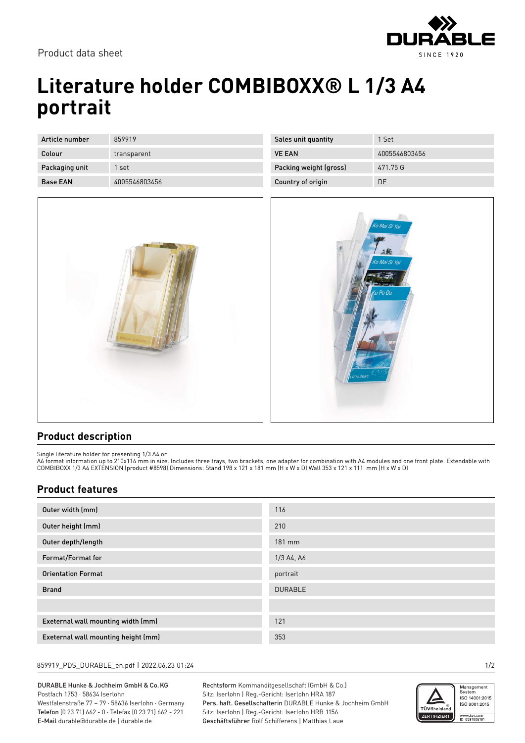Product data sheet

# Literature holder COMBIBOXX® L 1/3 A4 portrait

| Article number | 859919 | Sales unit quantity | 1 Set |
|---|---|---|---|
| Colour | transparent | VE EAN | 4005546803456 |
| Packaging unit | 1 set | Packing weight (gross) | 471.75 G |
| Base EAN | 4005546803456 | Country of origin | DE |

## Product description

Single literature holder for presenting 1/3 A4 or
A6 format information up to 210x116 mm in size. Includes three trays, two brackets, one adapter for combination with A4 modules and one front plate. Extendable with COMBIBOXX 1/3 A4 EXTENSION (product #8598).Dimensions: Stand 198 x 121 x 181 mm (H x W x D) Wall 353 x 121 x 111  mm (H x W x D)

## Product features

| | |
|---|---|
| Outer width (mm) | 116 |
| Outer height (mm) | 210 |
| Outer depth/length | 181 mm |
| Format/Format for | 1/3 A4, A6 |
| Orientation Format | portrait |
| Brand | DURABLE |
| | |
| Exeternal wall mounting width (mm) | 121 |
| Exeternal wall mounting height (mm) | 353 |

859919_PDS_DURABLE_en.pdf | 2022.06.23 01:24

DURABLE Hunke & Jochheim GmbH & Co. KG
Postfach 1753 · 58634 Iserlohn
Westfalenstraße 77 – 79 · 58636 Iserlohn · Germany
**Telefon** (0 23 71) 662 - 0 · Telefax (0 23 71) 662 - 221
**E-Mail** durable@durable.de | durable.de

**Rechtsform** Kommanditgesellschaft (GmbH & Co.)
Sitz: Iserlohn | Reg.-Gericht: Iserlohn HRA 187
**Pers. haft. Gesellschafterin** DURABLE Hunke & Jochheim GmbH
Sitz: Iserlohn | Reg.-Gericht: Iserlohn HRB 1156
**Geschäftsführer** Rolf Schifferens | Matthias Laue

Management System ISO 14001:2015 ISO 9001:2015
TÜVRheinland ZERTIFIZIERT
www.tuv.com ID 0091006181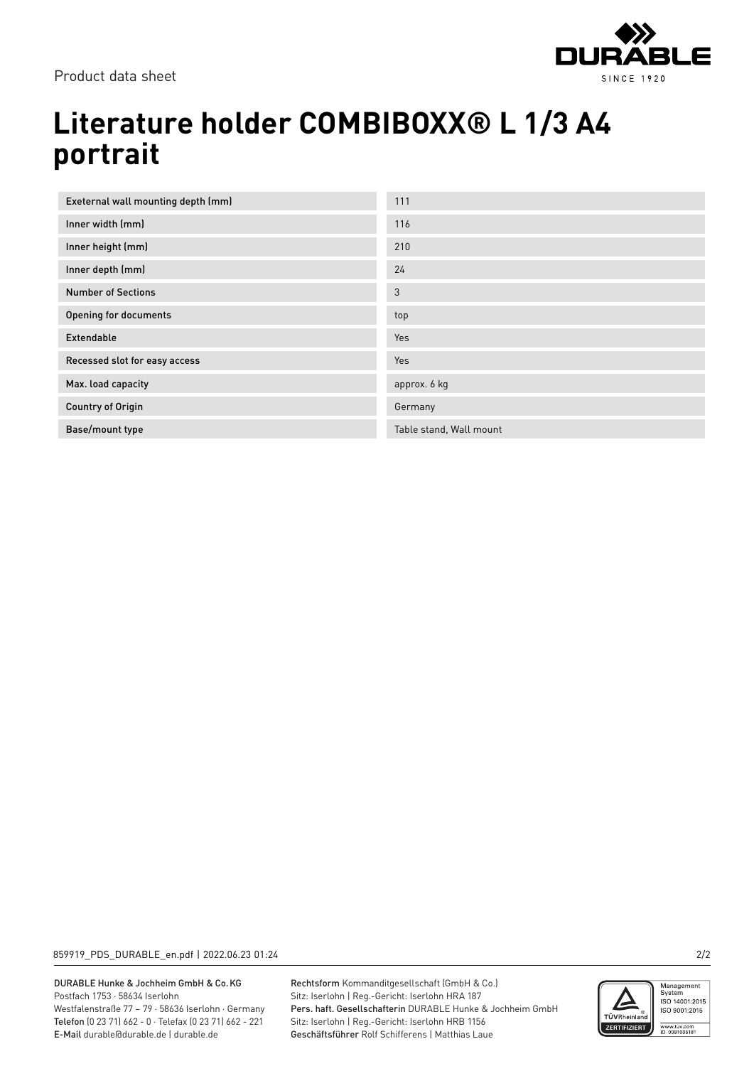Product data sheet

# Literature holder COMBIBOXX® L 1/3 A4 portrait

| | |
|---|---|
| Exeternal wall mounting depth (mm) | 111 |
| Inner width (mm) | 116 |
| Inner height (mm) | 210 |
| Inner depth (mm) | 24 |
| Number of Sections | 3 |
| Opening for documents | top |
| Extendable | Yes |
| Recessed slot for easy access | Yes |
| Max. load capacity | approx. 6 kg |
| Country of Origin | Germany |
| Base/mount type | Table stand, Wall mount |